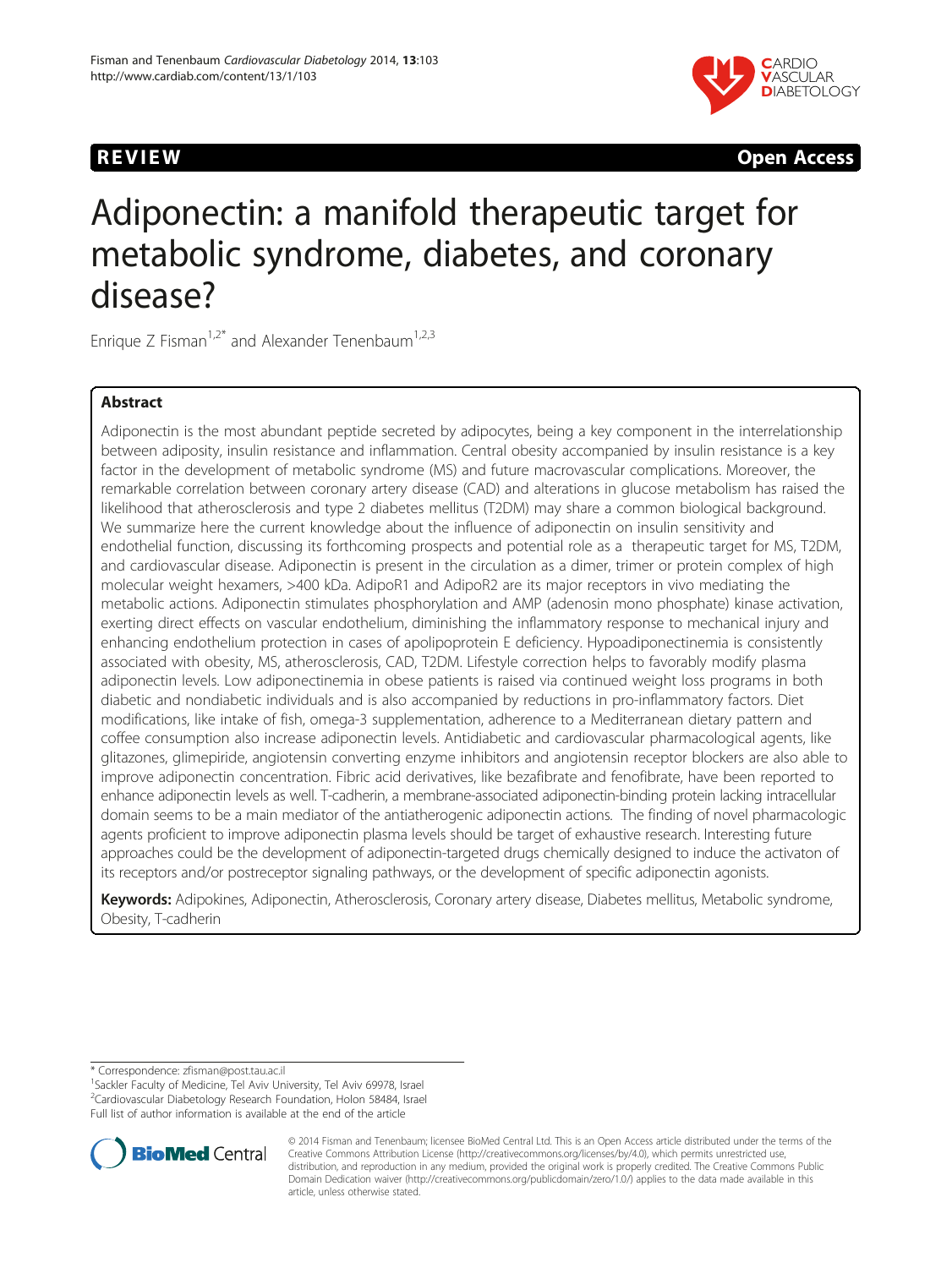REVIEW **Open Access**

# Adiponectin: a manifold therapeutic target for metabolic syndrome, diabetes, and coronary disease?

Enrique Z Fisman[1,2*] and Alexander Tenenbaum[1,2,3]

## Abstract

Adiponectin is the most abundant peptide secreted by adipocytes, being a key component in the interrelationship between adiposity, insulin resistance and inflammation. Central obesity accompanied by insulin resistance is a key factor in the development of metabolic syndrome (MS) and future macrovascular complications. Moreover, the remarkable correlation between coronary artery disease (CAD) and alterations in glucose metabolism has raised the likelihood that atherosclerosis and type 2 diabetes mellitus (T2DM) may share a common biological background. We summarize here the current knowledge about the influence of adiponectin on insulin sensitivity and endothelial function, discussing its forthcoming prospects and potential role as a therapeutic target for MS, T2DM, and cardiovascular disease. Adiponectin is present in the circulation as a dimer, trimer or protein complex of high molecular weight hexamers, >400 kDa. AdipoR1 and AdipoR2 are its major receptors in vivo mediating the metabolic actions. Adiponectin stimulates phosphorylation and AMP (adenosin mono phosphate) kinase activation, exerting direct effects on vascular endothelium, diminishing the inflammatory response to mechanical injury and enhancing endothelium protection in cases of apolipoprotein E deficiency. Hypoadiponectinemia is consistently associated with obesity, MS, atherosclerosis, CAD, T2DM. Lifestyle correction helps to favorably modify plasma adiponectin levels. Low adiponectinemia in obese patients is raised via continued weight loss programs in both diabetic and nondiabetic individuals and is also accompanied by reductions in pro-inflammatory factors. Diet modifications, like intake of fish, omega-3 supplementation, adherence to a Mediterranean dietary pattern and coffee consumption also increase adiponectin levels. Antidiabetic and cardiovascular pharmacological agents, like glitazones, glimepiride, angiotensin converting enzyme inhibitors and angiotensin receptor blockers are also able to improve adiponectin concentration. Fibric acid derivatives, like bezafibrate and fenofibrate, have been reported to enhance adiponectin levels as well. T-cadherin, a membrane-associated adiponectin-binding protein lacking intracellular domain seems to be a main mediator of the antiatherogenic adiponectin actions. The finding of novel pharmacologic agents proficient to improve adiponectin plasma levels should be target of exhaustive research. Interesting future approaches could be the development of adiponectin-targeted drugs chemically designed to induce the activaton of its receptors and/or postreceptor signaling pathways, or the development of specific adiponectin agonists.

**Keywords:** Adipokines, Adiponectin, Atherosclerosis, Coronary artery disease, Diabetes mellitus, Metabolic syndrome, Obesity, T-cadherin

\* Correspondence: zfisman@post.tau.ac.il
[1]Sackler Faculty of Medicine, Tel Aviv University, Tel Aviv 69978, Israel
[2]Cardiovascular Diabetology Research Foundation, Holon 58484, Israel
Full list of author information is available at the end of the article

© 2014 Fisman and Tenenbaum; licensee BioMed Central Ltd. This is an Open Access article distributed under the terms of the Creative Commons Attribution License (http://creativecommons.org/licenses/by/4.0), which permits unrestricted use, distribution, and reproduction in any medium, provided the original work is properly credited. The Creative Commons Public Domain Dedication waiver (http://creativecommons.org/publicdomain/zero/1.0/) applies to the data made available in this article, unless otherwise stated.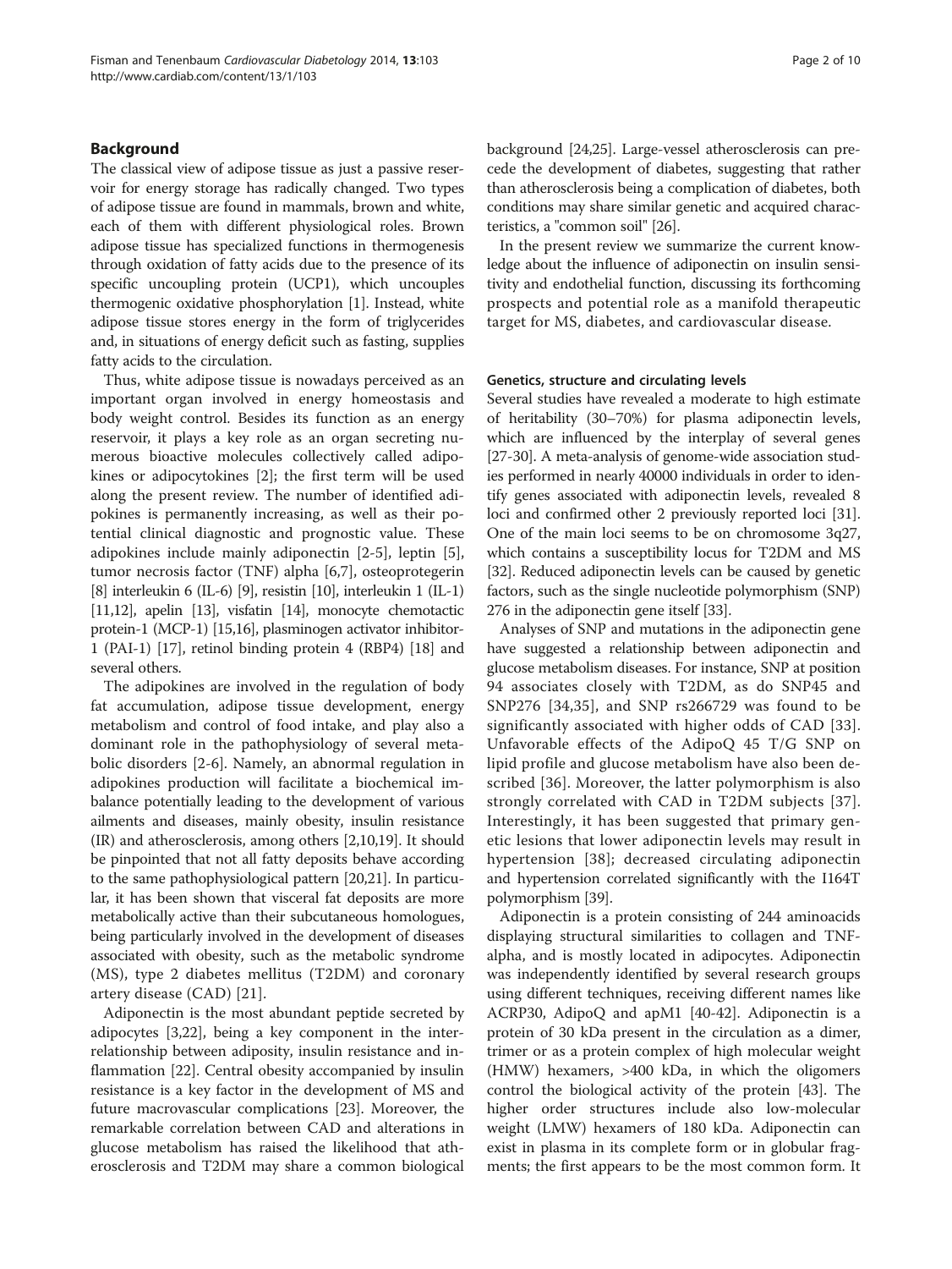## Background

The classical view of adipose tissue as just a passive reservoir for energy storage has radically changed. Two types of adipose tissue are found in mammals, brown and white, each of them with different physiological roles. Brown adipose tissue has specialized functions in thermogenesis through oxidation of fatty acids due to the presence of its specific uncoupling protein (UCP1), which uncouples thermogenic oxidative phosphorylation [1]. Instead, white adipose tissue stores energy in the form of triglycerides and, in situations of energy deficit such as fasting, supplies fatty acids to the circulation.

Thus, white adipose tissue is nowadays perceived as an important organ involved in energy homeostasis and body weight control. Besides its function as an energy reservoir, it plays a key role as an organ secreting numerous bioactive molecules collectively called adipokines or adipocytokines [2]; the first term will be used along the present review. The number of identified adipokines is permanently increasing, as well as their potential clinical diagnostic and prognostic value. These adipokines include mainly adiponectin [2-5], leptin [5], tumor necrosis factor (TNF) alpha [6,7], osteoprotegerin [8] interleukin 6 (IL-6) [9], resistin [10], interleukin 1 (IL-1) [11,12], apelin [13], visfatin [14], monocyte chemotactic protein-1 (MCP-1) [15,16], plasminogen activator inhibitor-1 (PAI-1) [17], retinol binding protein 4 (RBP4) [18] and several others.

The adipokines are involved in the regulation of body fat accumulation, adipose tissue development, energy metabolism and control of food intake, and play also a dominant role in the pathophysiology of several metabolic disorders [2-6]. Namely, an abnormal regulation in adipokines production will facilitate a biochemical imbalance potentially leading to the development of various ailments and diseases, mainly obesity, insulin resistance (IR) and atherosclerosis, among others [2,10,19]. It should be pinpointed that not all fatty deposits behave according to the same pathophysiological pattern [20,21]. In particular, it has been shown that visceral fat deposits are more metabolically active than their subcutaneous homologues, being particularly involved in the development of diseases associated with obesity, such as the metabolic syndrome (MS), type 2 diabetes mellitus (T2DM) and coronary artery disease (CAD) [21].

Adiponectin is the most abundant peptide secreted by adipocytes [3,22], being a key component in the interrelationship between adiposity, insulin resistance and inflammation [22]. Central obesity accompanied by insulin resistance is a key factor in the development of MS and future macrovascular complications [23]. Moreover, the remarkable correlation between CAD and alterations in glucose metabolism has raised the likelihood that atherosclerosis and T2DM may share a common biological background [24,25]. Large-vessel atherosclerosis can precede the development of diabetes, suggesting that rather than atherosclerosis being a complication of diabetes, both conditions may share similar genetic and acquired characteristics, a "common soil" [26].

In the present review we summarize the current knowledge about the influence of adiponectin on insulin sensitivity and endothelial function, discussing its forthcoming prospects and potential role as a manifold therapeutic target for MS, diabetes, and cardiovascular disease.

### Genetics, structure and circulating levels

Several studies have revealed a moderate to high estimate of heritability (30–70%) for plasma adiponectin levels, which are influenced by the interplay of several genes [27-30]. A meta-analysis of genome-wide association studies performed in nearly 40000 individuals in order to identify genes associated with adiponectin levels, revealed 8 loci and confirmed other 2 previously reported loci [31]. One of the main loci seems to be on chromosome 3q27, which contains a susceptibility locus for T2DM and MS [32]. Reduced adiponectin levels can be caused by genetic factors, such as the single nucleotide polymorphism (SNP) 276 in the adiponectin gene itself [33].

Analyses of SNP and mutations in the adiponectin gene have suggested a relationship between adiponectin and glucose metabolism diseases. For instance, SNP at position 94 associates closely with T2DM, as do SNP45 and SNP276 [34,35], and SNP rs266729 was found to be significantly associated with higher odds of CAD [33]. Unfavorable effects of the AdipoQ 45 T/G SNP on lipid profile and glucose metabolism have also been described [36]. Moreover, the latter polymorphism is also strongly correlated with CAD in T2DM subjects [37]. Interestingly, it has been suggested that primary genetic lesions that lower adiponectin levels may result in hypertension [38]; decreased circulating adiponectin and hypertension correlated significantly with the I164T polymorphism [39].

Adiponectin is a protein consisting of 244 aminoacids displaying structural similarities to collagen and TNF-alpha, and is mostly located in adipocytes. Adiponectin was independently identified by several research groups using different techniques, receiving different names like ACRP30, AdipoQ and apM1 [40-42]. Adiponectin is a protein of 30 kDa present in the circulation as a dimer, trimer or as a protein complex of high molecular weight (HMW) hexamers, >400 kDa, in which the oligomers control the biological activity of the protein [43]. The higher order structures include also low-molecular weight (LMW) hexamers of 180 kDa. Adiponectin can exist in plasma in its complete form or in globular fragments; the first appears to be the most common form. It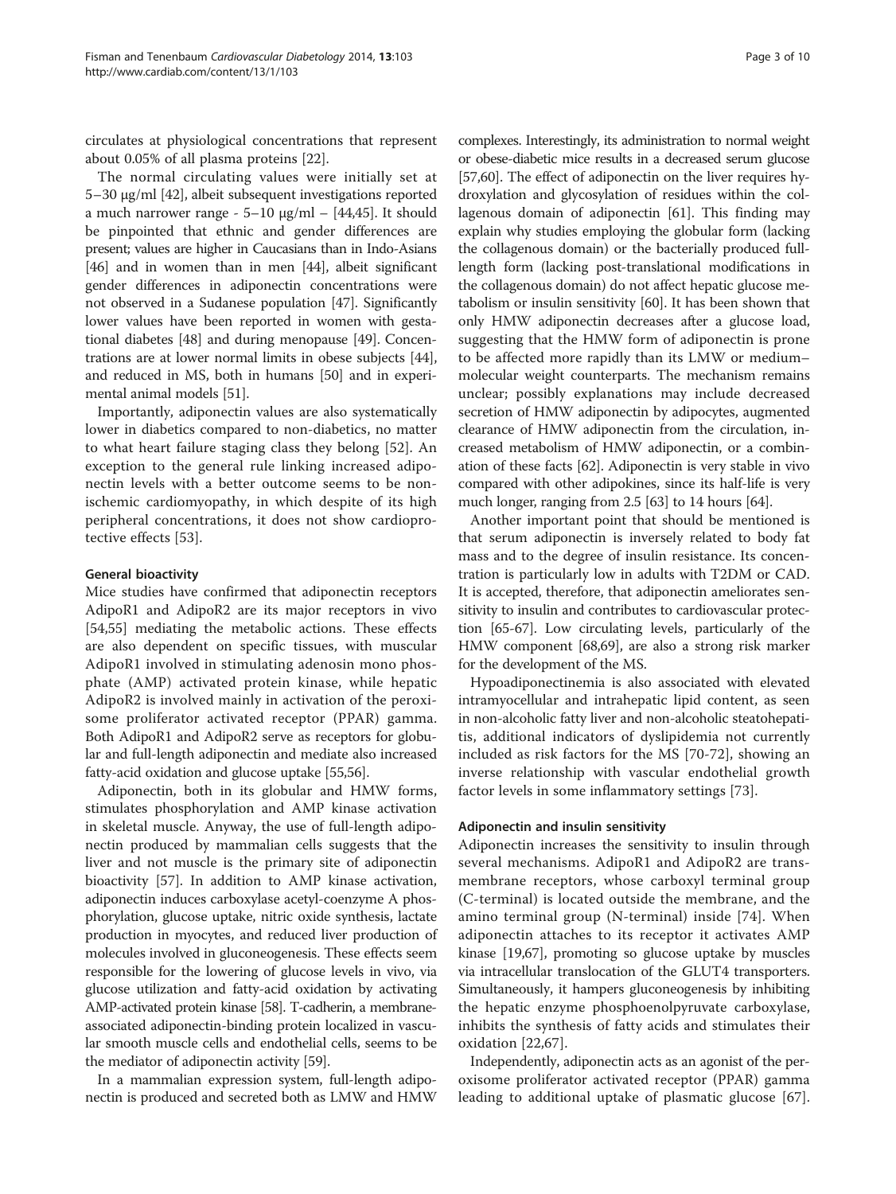circulates at physiological concentrations that represent about 0.05% of all plasma proteins [22].

The normal circulating values were initially set at 5–30 μg/ml [42], albeit subsequent investigations reported a much narrower range - 5–10 μg/ml – [44,45]. It should be pinpointed that ethnic and gender differences are present; values are higher in Caucasians than in Indo-Asians [46] and in women than in men [44], albeit significant gender differences in adiponectin concentrations were not observed in a Sudanese population [47]. Significantly lower values have been reported in women with gestational diabetes [48] and during menopause [49]. Concentrations are at lower normal limits in obese subjects [44], and reduced in MS, both in humans [50] and in experimental animal models [51].

Importantly, adiponectin values are also systematically lower in diabetics compared to non-diabetics, no matter to what heart failure staging class they belong [52]. An exception to the general rule linking increased adiponectin levels with a better outcome seems to be non-ischemic cardiomyopathy, in which despite of its high peripheral concentrations, it does not show cardioprotective effects [53].

### General bioactivity

Mice studies have confirmed that adiponectin receptors AdipoR1 and AdipoR2 are its major receptors in vivo [54,55] mediating the metabolic actions. These effects are also dependent on specific tissues, with muscular AdipoR1 involved in stimulating adenosin mono phosphate (AMP) activated protein kinase, while hepatic AdipoR2 is involved mainly in activation of the peroxisome proliferator activated receptor (PPAR) gamma. Both AdipoR1 and AdipoR2 serve as receptors for globular and full-length adiponectin and mediate also increased fatty-acid oxidation and glucose uptake [55,56].

Adiponectin, both in its globular and HMW forms, stimulates phosphorylation and AMP kinase activation in skeletal muscle. Anyway, the use of full-length adiponectin produced by mammalian cells suggests that the liver and not muscle is the primary site of adiponectin bioactivity [57]. In addition to AMP kinase activation, adiponectin induces carboxylase acetyl-coenzyme A phosphorylation, glucose uptake, nitric oxide synthesis, lactate production in myocytes, and reduced liver production of molecules involved in gluconeogenesis. These effects seem responsible for the lowering of glucose levels in vivo, via glucose utilization and fatty-acid oxidation by activating AMP-activated protein kinase [58]. T-cadherin, a membrane-associated adiponectin-binding protein localized in vascular smooth muscle cells and endothelial cells, seems to be the mediator of adiponectin activity [59].

In a mammalian expression system, full-length adiponectin is produced and secreted both as LMW and HMW complexes. Interestingly, its administration to normal weight or obese-diabetic mice results in a decreased serum glucose [57,60]. The effect of adiponectin on the liver requires hydroxylation and glycosylation of residues within the collagenous domain of adiponectin [61]. This finding may explain why studies employing the globular form (lacking the collagenous domain) or the bacterially produced full-length form (lacking post-translational modifications in the collagenous domain) do not affect hepatic glucose metabolism or insulin sensitivity [60]. It has been shown that only HMW adiponectin decreases after a glucose load, suggesting that the HMW form of adiponectin is prone to be affected more rapidly than its LMW or medium–molecular weight counterparts. The mechanism remains unclear; possibly explanations may include decreased secretion of HMW adiponectin by adipocytes, augmented clearance of HMW adiponectin from the circulation, increased metabolism of HMW adiponectin, or a combination of these facts [62]. Adiponectin is very stable in vivo compared with other adipokines, since its half-life is very much longer, ranging from 2.5 [63] to 14 hours [64].

Another important point that should be mentioned is that serum adiponectin is inversely related to body fat mass and to the degree of insulin resistance. Its concentration is particularly low in adults with T2DM or CAD. It is accepted, therefore, that adiponectin ameliorates sensitivity to insulin and contributes to cardiovascular protection [65-67]. Low circulating levels, particularly of the HMW component [68,69], are also a strong risk marker for the development of the MS.

Hypoadiponectinemia is also associated with elevated intramyocellular and intrahepatic lipid content, as seen in non-alcoholic fatty liver and non-alcoholic steatohepatitis, additional indicators of dyslipidemia not currently included as risk factors for the MS [70-72], showing an inverse relationship with vascular endothelial growth factor levels in some inflammatory settings [73].

### Adiponectin and insulin sensitivity

Adiponectin increases the sensitivity to insulin through several mechanisms. AdipoR1 and AdipoR2 are transmembrane receptors, whose carboxyl terminal group (C-terminal) is located outside the membrane, and the amino terminal group (N-terminal) inside [74]. When adiponectin attaches to its receptor it activates AMP kinase [19,67], promoting so glucose uptake by muscles via intracellular translocation of the GLUT4 transporters. Simultaneously, it hampers gluconeogenesis by inhibiting the hepatic enzyme phosphoenolpyruvate carboxylase, inhibits the synthesis of fatty acids and stimulates their oxidation [22,67].

Independently, adiponectin acts as an agonist of the peroxisome proliferator activated receptor (PPAR) gamma leading to additional uptake of plasmatic glucose [67].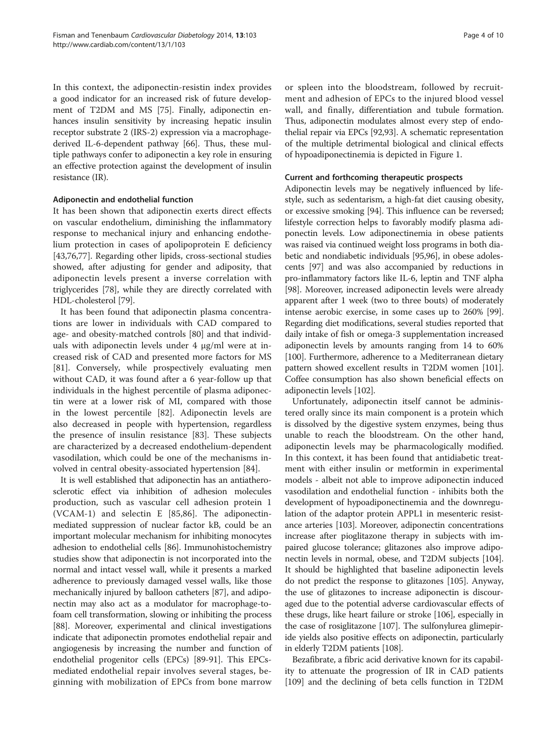In this context, the adiponectin-resistin index provides a good indicator for an increased risk of future development of T2DM and MS [75]. Finally, adiponectin enhances insulin sensitivity by increasing hepatic insulin receptor substrate 2 (IRS-2) expression via a macrophage-derived IL-6-dependent pathway [66]. Thus, these multiple pathways confer to adiponectin a key role in ensuring an effective protection against the development of insulin resistance (IR).

### Adiponectin and endothelial function

It has been shown that adiponectin exerts direct effects on vascular endothelium, diminishing the inflammatory response to mechanical injury and enhancing endothelium protection in cases of apolipoprotein E deficiency [43,76,77]. Regarding other lipids, cross-sectional studies showed, after adjusting for gender and adiposity, that adiponectin levels present a inverse correlation with triglycerides [78], while they are directly correlated with HDL-cholesterol [79].

It has been found that adiponectin plasma concentrations are lower in individuals with CAD compared to age- and obesity-matched controls [80] and that individuals with adiponectin levels under 4 μg/ml were at increased risk of CAD and presented more factors for MS [81]. Conversely, while prospectively evaluating men without CAD, it was found after a 6 year-follow up that individuals in the highest percentile of plasma adiponectin were at a lower risk of MI, compared with those in the lowest percentile [82]. Adiponectin levels are also decreased in people with hypertension, regardless the presence of insulin resistance [83]. These subjects are characterized by a decreased endothelium-dependent vasodilation, which could be one of the mechanisms involved in central obesity-associated hypertension [84].

It is well established that adiponectin has an antiatherosclerotic effect via inhibition of adhesion molecules production, such as vascular cell adhesion protein 1 (VCAM-1) and selectin E [85,86]. The adiponectin-mediated suppression of nuclear factor kB, could be an important molecular mechanism for inhibiting monocytes adhesion to endothelial cells [86]. Immunohistochemistry studies show that adiponectin is not incorporated into the normal and intact vessel wall, while it presents a marked adherence to previously damaged vessel walls, like those mechanically injured by balloon catheters [87], and adiponectin may also act as a modulator for macrophage-to-foam cell transformation, slowing or inhibiting the process [88]. Moreover, experimental and clinical investigations indicate that adiponectin promotes endothelial repair and angiogenesis by increasing the number and function of endothelial progenitor cells (EPCs) [89-91]. This EPCs-mediated endothelial repair involves several stages, beginning with mobilization of EPCs from bone marrow or spleen into the bloodstream, followed by recruitment and adhesion of EPCs to the injured blood vessel wall, and finally, differentiation and tubule formation. Thus, adiponectin modulates almost every step of endothelial repair via EPCs [92,93]. A schematic representation of the multiple detrimental biological and clinical effects of hypoadiponectinemia is depicted in Figure 1.

### Current and forthcoming therapeutic prospects

Adiponectin levels may be negatively influenced by lifestyle, such as sedentarism, a high-fat diet causing obesity, or excessive smoking [94]. This influence can be reversed; lifestyle correction helps to favorably modify plasma adiponectin levels. Low adiponectinemia in obese patients was raised via continued weight loss programs in both diabetic and nondiabetic individuals [95,96], in obese adolescents [97] and was also accompanied by reductions in pro-inflammatory factors like IL-6, leptin and TNF alpha [98]. Moreover, increased adiponectin levels were already apparent after 1 week (two to three bouts) of moderately intense aerobic exercise, in some cases up to 260% [99]. Regarding diet modifications, several studies reported that daily intake of fish or omega-3 supplementation increased adiponectin levels by amounts ranging from 14 to 60% [100]. Furthermore, adherence to a Mediterranean dietary pattern showed excellent results in T2DM women [101]. Coffee consumption has also shown beneficial effects on adiponectin levels [102].

Unfortunately, adiponectin itself cannot be administered orally since its main component is a protein which is dissolved by the digestive system enzymes, being thus unable to reach the bloodstream. On the other hand, adiponectin levels may be pharmacologically modified. In this context, it has been found that antidiabetic treatment with either insulin or metformin in experimental models - albeit not able to improve adiponectin induced vasodilation and endothelial function - inhibits both the development of hypoadiponectinemia and the downregulation of the adaptor protein APPL1 in mesenteric resistance arteries [103]. Moreover, adiponectin concentrations increase after pioglitazone therapy in subjects with impaired glucose tolerance; glitazones also improve adiponectin levels in normal, obese, and T2DM subjects [104]. It should be highlighted that baseline adiponectin levels do not predict the response to glitazones [105]. Anyway, the use of glitazones to increase adiponectin is discouraged due to the potential adverse cardiovascular effects of these drugs, like heart failure or stroke [106], especially in the case of rosiglitazone [107]. The sulfonylurea glimepiride yields also positive effects on adiponectin, particularly in elderly T2DM patients [108].

Bezafibrate, a fibric acid derivative known for its capability to attenuate the progression of IR in CAD patients [109] and the declining of beta cells function in T2DM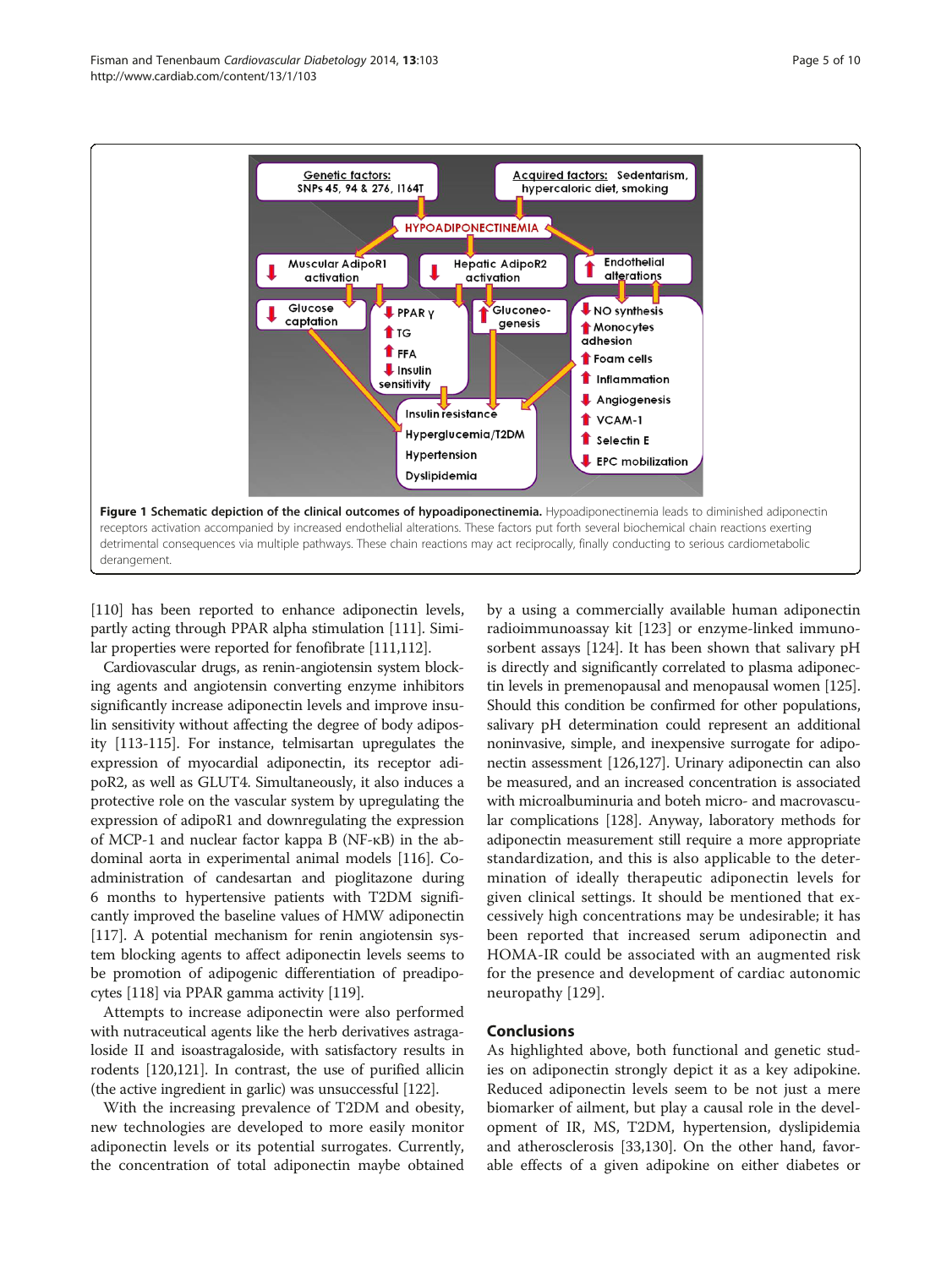**Figure 1 Schematic depiction of the clinical outcomes of hypoadiponectinemia.** Hypoadiponectinemia leads to diminished adiponectin receptors activation accompanied by increased endothelial alterations. These factors put forth several biochemical chain reactions exerting detrimental consequences via multiple pathways. These chain reactions may act reciprocally, finally conducting to serious cardiometabolic derangement.

[110] has been reported to enhance adiponectin levels, partly acting through PPAR alpha stimulation [111]. Similar properties were reported for fenofibrate [111,112].

Cardiovascular drugs, as renin-angiotensin system blocking agents and angiotensin converting enzyme inhibitors significantly increase adiponectin levels and improve insulin sensitivity without affecting the degree of body adiposity [113-115]. For instance, telmisartan upregulates the expression of myocardial adiponectin, its receptor adipoR2, as well as GLUT4. Simultaneously, it also induces a protective role on the vascular system by upregulating the expression of adipoR1 and downregulating the expression of MCP-1 and nuclear factor kappa B (NF-κB) in the abdominal aorta in experimental animal models [116]. Co-administration of candesartan and pioglitazone during 6 months to hypertensive patients with T2DM significantly improved the baseline values of HMW adiponectin [117]. A potential mechanism for renin angiotensin system blocking agents to affect adiponectin levels seems to be promotion of adipogenic differentiation of preadipocytes [118] via PPAR gamma activity [119].

Attempts to increase adiponectin were also performed with nutraceutical agents like the herb derivatives astragaloside II and isoastragaloside, with satisfactory results in rodents [120,121]. In contrast, the use of purified allicin (the active ingredient in garlic) was unsuccessful [122].

With the increasing prevalence of T2DM and obesity, new technologies are developed to more easily monitor adiponectin levels or its potential surrogates. Currently, the concentration of total adiponectin maybe obtained by a using a commercially available human adiponectin radioimmunoassay kit [123] or enzyme-linked immunosorbent assays [124]. It has been shown that salivary pH is directly and significantly correlated to plasma adiponectin levels in premenopausal and menopausal women [125]. Should this condition be confirmed for other populations, salivary pH determination could represent an additional noninvasive, simple, and inexpensive surrogate for adiponectin assessment [126,127]. Urinary adiponectin can also be measured, and an increased concentration is associated with microalbuminuria and boteh micro- and macrovascular complications [128]. Anyway, laboratory methods for adiponectin measurement still require a more appropriate standardization, and this is also applicable to the determination of ideally therapeutic adiponectin levels for given clinical settings. It should be mentioned that excessively high concentrations may be undesirable; it has been reported that increased serum adiponectin and HOMA-IR could be associated with an augmented risk for the presence and development of cardiac autonomic neuropathy [129].

## Conclusions

As highlighted above, both functional and genetic studies on adiponectin strongly depict it as a key adipokine. Reduced adiponectin levels seem to be not just a mere biomarker of ailment, but play a causal role in the development of IR, MS, T2DM, hypertension, dyslipidemia and atherosclerosis [33,130]. On the other hand, favorable effects of a given adipokine on either diabetes or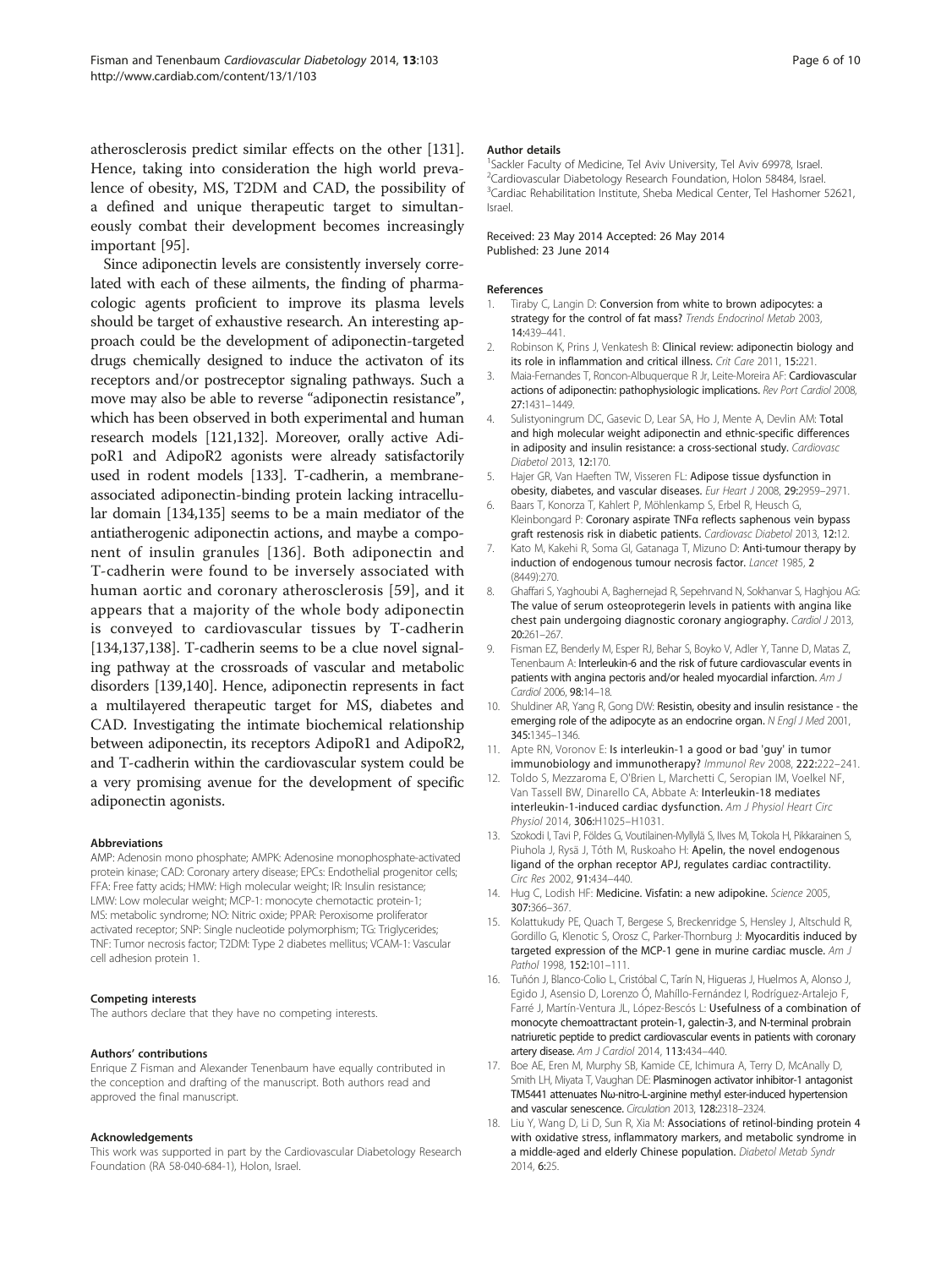atherosclerosis predict similar effects on the other [131]. Hence, taking into consideration the high world prevalence of obesity, MS, T2DM and CAD, the possibility of a defined and unique therapeutic target to simultaneously combat their development becomes increasingly important [95].

Since adiponectin levels are consistently inversely correlated with each of these ailments, the finding of pharmacologic agents proficient to improve its plasma levels should be target of exhaustive research. An interesting approach could be the development of adiponectin-targeted drugs chemically designed to induce the activaton of its receptors and/or postreceptor signaling pathways. Such a move may also be able to reverse "adiponectin resistance", which has been observed in both experimental and human research models [121,132]. Moreover, orally active AdipoR1 and AdipoR2 agonists were already satisfactorily used in rodent models [133]. T-cadherin, a membrane-associated adiponectin-binding protein lacking intracellular domain [134,135] seems to be a main mediator of the antiatherogenic adiponectin actions, and maybe a component of insulin granules [136]. Both adiponectin and T-cadherin were found to be inversely associated with human aortic and coronary atherosclerosis [59], and it appears that a majority of the whole body adiponectin is conveyed to cardiovascular tissues by T-cadherin [134,137,138]. T-cadherin seems to be a clue novel signaling pathway at the crossroads of vascular and metabolic disorders [139,140]. Hence, adiponectin represents in fact a multilayered therapeutic target for MS, diabetes and CAD. Investigating the intimate biochemical relationship between adiponectin, its receptors AdipoR1 and AdipoR2, and T-cadherin within the cardiovascular system could be a very promising avenue for the development of specific adiponectin agonists.

#### Abbreviations

AMP: Adenosin mono phosphate; AMPK: Adenosine monophosphate-activated protein kinase; CAD: Coronary artery disease; EPCs: Endothelial progenitor cells; FFA: Free fatty acids; HMW: High molecular weight; IR: Insulin resistance; LMW: Low molecular weight; MCP-1: monocyte chemotactic protein-1; MS: metabolic syndrome; NO: Nitric oxide; PPAR: Peroxisome proliferator activated receptor; SNP: Single nucleotide polymorphism; TG: Triglycerides; TNF: Tumor necrosis factor; T2DM: Type 2 diabetes mellitus; VCAM-1: Vascular cell adhesion protein 1.

#### Competing interests

The authors declare that they have no competing interests.

#### Authors' contributions

Enrique Z Fisman and Alexander Tenenbaum have equally contributed in the conception and drafting of the manuscript. Both authors read and approved the final manuscript.

#### Acknowledgements

This work was supported in part by the Cardiovascular Diabetology Research Foundation (RA 58-040-684-1), Holon, Israel.

#### Author details

[1]Sackler Faculty of Medicine, Tel Aviv University, Tel Aviv 69978, Israel. [2]Cardiovascular Diabetology Research Foundation, Holon 58484, Israel. [3]Cardiac Rehabilitation Institute, Sheba Medical Center, Tel Hashomer 52621, Israel.

Received: 23 May 2014 Accepted: 26 May 2014
Published: 23 June 2014

#### References

1. Tiraby C, Langin D: **Conversion from white to brown adipocytes: a strategy for the control of fat mass?** *Trends Endocrinol Metab* 2003, **14:**439–441.
2. Robinson K, Prins J, Venkatesh B: **Clinical review: adiponectin biology and its role in inflammation and critical illness.** *Crit Care* 2011, **15:**221.
3. Maia-Fernandes T, Roncon-Albuquerque R Jr, Leite-Moreira AF: **Cardiovascular actions of adiponectin: pathophysiologic implications.** *Rev Port Cardiol* 2008, **27:**1431–1449.
4. Sulistyoningrum DC, Gasevic D, Lear SA, Ho J, Mente A, Devlin AM: **Total and high molecular weight adiponectin and ethnic-specific differences in adiposity and insulin resistance: a cross-sectional study.** *Cardiovasc Diabetol* 2013, **12:**170.
5. Hajer GR, Van Haeften TW, Visseren FL: **Adipose tissue dysfunction in obesity, diabetes, and vascular diseases.** *Eur Heart J* 2008, **29:**2959–2971.
6. Baars T, Konorza T, Kahlert P, Möhlenkamp S, Erbel R, Heusch G, Kleinbongard P: **Coronary aspirate TNFα reflects saphenous vein bypass graft restenosis risk in diabetic patients.** *Cardiovasc Diabetol* 2013, **12:**12.
7. Kato M, Kakehi R, Soma GI, Gatanaga T, Mizuno D: **Anti-tumour therapy by induction of endogenous tumour necrosis factor.** *Lancet* 1985, **2** (8449):270.
8. Ghaffari S, Yaghoubi A, Baghernejad R, Sepehrvand N, Sokhanvar S, Haghjou AG: **The value of serum osteoprotegerin levels in patients with angina like chest pain undergoing diagnostic coronary angiography.** *Cardiol J* 2013, **20:**261–267.
9. Fisman EZ, Benderly M, Esper RJ, Behar S, Boyko V, Adler Y, Tanne D, Matas Z, Tenenbaum A: **Interleukin-6 and the risk of future cardiovascular events in patients with angina pectoris and/or healed myocardial infarction.** *Am J Cardiol* 2006, **98:**14–18.
10. Shuldiner AR, Yang R, Gong DW: **Resistin, obesity and insulin resistance - the emerging role of the adipocyte as an endocrine organ.** *N Engl J Med* 2001, **345:**1345–1346.
11. Apte RN, Voronov E: **Is interleukin-1 a good or bad 'guy' in tumor immunobiology and immunotherapy?** *Immunol Rev* 2008, **222:**222–241.
12. Toldo S, Mezzaroma E, O'Brien L, Marchetti C, Seropian IM, Voelkel NF, Van Tassell BW, Dinarello CA, Abbate A: **Interleukin-18 mediates interleukin-1-induced cardiac dysfunction.** *Am J Physiol Heart Circ Physiol* 2014, **306:**H1025–H1031.
13. Szokodi I, Tavi P, Földes G, Voutilainen-Myllylä S, Ilves M, Tokola H, Pikkarainen S, Piuhola J, Rysä J, Tóth M, Ruskoaho H: **Apelin, the novel endogenous ligand of the orphan receptor APJ, regulates cardiac contractility.** *Circ Res* 2002, **91:**434–440.
14. Hug C, Lodish HF: **Medicine. Visfatin: a new adipokine.** *Science* 2005, **307:**366–367.
15. Kolattukudy PE, Quach T, Bergese S, Breckenridge S, Hensley J, Altschuld R, Gordillo G, Klenotic S, Orosz C, Parker-Thornburg J: **Myocarditis induced by targeted expression of the MCP-1 gene in murine cardiac muscle.** *Am J Pathol* 1998, **152:**101–111.
16. Tuñón J, Blanco-Colio L, Cristóbal C, Tarín N, Higueras J, Huelmos A, Alonso J, Egido J, Asensio D, Lorenzo Ó, Mahíllo-Fernández I, Rodríguez-Artalejo F, Farré J, Martín-Ventura JL, López-Bescós L: **Usefulness of a combination of monocyte chemoattractant protein-1, galectin-3, and N-terminal probrain natriuretic peptide to predict cardiovascular events in patients with coronary artery disease.** *Am J Cardiol* 2014, **113:**434–440.
17. Boe AE, Eren M, Murphy SB, Kamide CE, Ichimura A, Terry D, McAnally D, Smith LH, Miyata T, Vaughan DE: **Plasminogen activator inhibitor-1 antagonist TM5441 attenuates Nω-nitro-L-arginine methyl ester-induced hypertension and vascular senescence.** *Circulation* 2013, **128:**2318–2324.
18. Liu Y, Wang D, Li D, Sun R, Xia M: **Associations of retinol-binding protein 4 with oxidative stress, inflammatory markers, and metabolic syndrome in a middle-aged and elderly Chinese population.** *Diabetol Metab Syndr* 2014, **6:**25.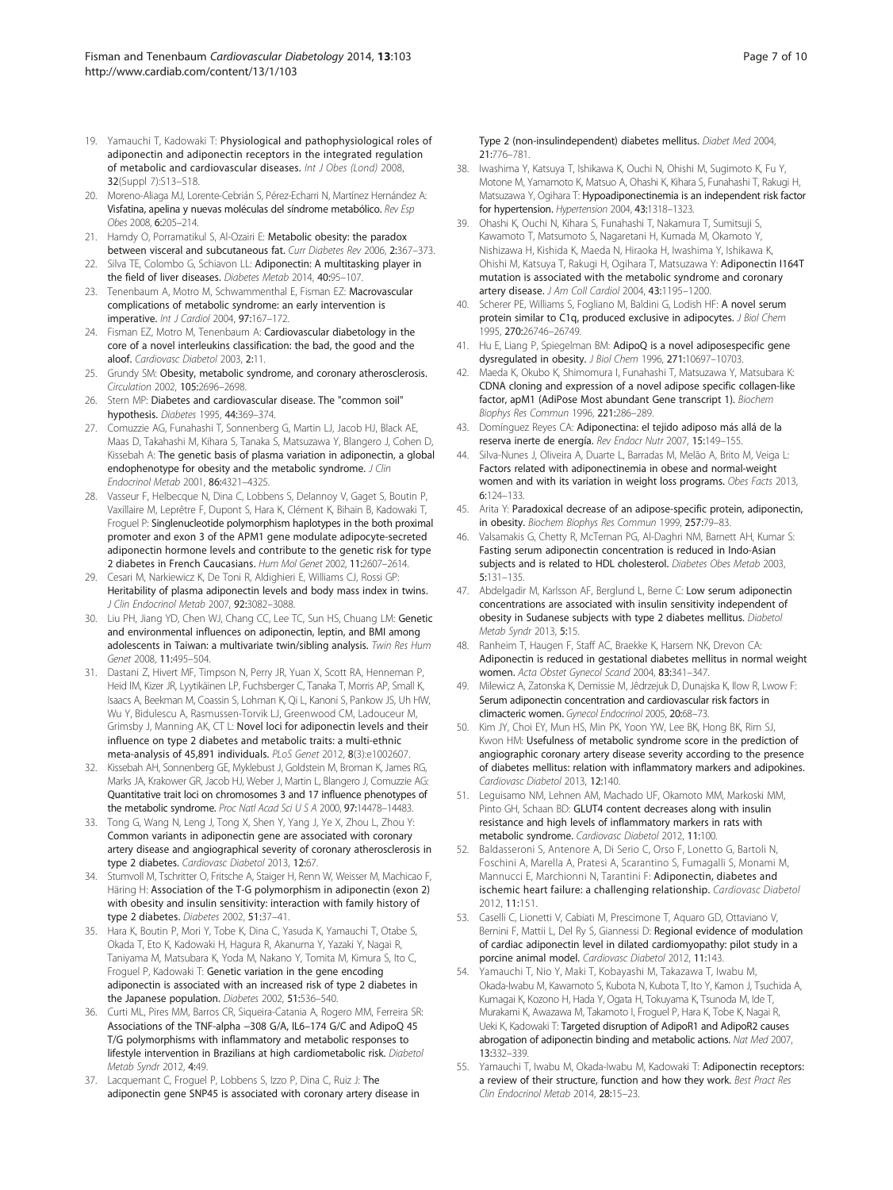19. Yamauchi T, Kadowaki T: **Physiological and pathophysiological roles of adiponectin and adiponectin receptors in the integrated regulation of metabolic and cardiovascular diseases.** *Int J Obes (Lond)* 2008, **32**(Suppl 7):S13–S18.
20. Moreno-Aliaga MJ, Lorente-Cebrián S, Pérez-Echarri N, Martínez Hernández A: **Visfatina, apelina y nuevas moléculas del síndrome metabólico.** *Rev Esp Obes* 2008, **6:**205–214.
21. Hamdy O, Porramatikul S, Al-Ozairi E: **Metabolic obesity: the paradox between visceral and subcutaneous fat.** *Curr Diabetes Rev* 2006, **2:**367–373.
22. Silva TE, Colombo G, Schiavon LL: **Adiponectin: A multitasking player in the field of liver diseases.** *Diabetes Metab* 2014, **40:**95–107.
23. Tenenbaum A, Motro M, Schwammenthal E, Fisman EZ: **Macrovascular complications of metabolic syndrome: an early intervention is imperative.** *Int J Cardiol* 2004, **97:**167–172.
24. Fisman EZ, Motro M, Tenenbaum A: **Cardiovascular diabetology in the core of a novel interleukins classification: the bad, the good and the aloof.** *Cardiovasc Diabetol* 2003, **2:**11.
25. Grundy SM: **Obesity, metabolic syndrome, and coronary atherosclerosis.** *Circulation* 2002, **105:**2696–2698.
26. Stern MP: **Diabetes and cardiovascular disease. The "common soil" hypothesis.** *Diabetes* 1995, **44:**369–374.
27. Comuzzie AG, Funahashi T, Sonnenberg G, Martin LJ, Jacob HJ, Black AE, Maas D, Takahashi M, Kihara S, Tanaka S, Matsuzawa Y, Blangero J, Cohen D, Kissebah A: **The genetic basis of plasma variation in adiponectin, a global endophenotype for obesity and the metabolic syndrome.** *J Clin Endocrinol Metab* 2001, **86:**4321–4325.
28. Vasseur F, Helbecque N, Dina C, Lobbens S, Delannoy V, Gaget S, Boutin P, Vaxillaire M, Leprêtre F, Dupont S, Hara K, Clément K, Bihain B, Kadowaki T, Froguel P: **Singlenucleotide polymorphism haplotypes in the both proximal promoter and exon 3 of the APM1 gene modulate adipocyte-secreted adiponectin hormone levels and contribute to the genetic risk for type 2 diabetes in French Caucasians.** *Hum Mol Genet* 2002, **11:**2607–2614.
29. Cesari M, Narkiewicz K, De Toni R, Aldighieri E, Williams CJ, Rossi GP: **Heritability of plasma adiponectin levels and body mass index in twins.** *J Clin Endocrinol Metab* 2007, **92:**3082–3088.
30. Liu PH, Jiang YD, Chen WJ, Chang CC, Lee TC, Sun HS, Chuang LM: **Genetic and environmental influences on adiponectin, leptin, and BMI among adolescents in Taiwan: a multivariate twin/sibling analysis.** *Twin Res Hum Genet* 2008, **11:**495–504.
31. Dastani Z, Hivert MF, Timpson N, Perry JR, Yuan X, Scott RA, Henneman P, Heid IM, Kizer JR, Lyytikäinen LP, Fuchsberger C, Tanaka T, Morris AP, Small K, Isaacs A, Beekman M, Coassin S, Lohman K, Qi L, Kanoni S, Pankow JS, Uh HW, Wu Y, Bidulescu A, Rasmussen-Torvik LJ, Greenwood CM, Ladouceur M, Grimsby J, Manning AK, CT L: **Novel loci for adiponectin levels and their influence on type 2 diabetes and metabolic traits: a multi-ethnic meta-analysis of 45,891 individuals.** *PLoS Genet* 2012, **8**(3):e1002607.
32. Kissebah AH, Sonnenberg GE, Myklebust J, Goldstein M, Broman K, James RG, Marks JA, Krakower GR, Jacob HJ, Weber J, Martin L, Blangero J, Comuzzie AG: **Quantitative trait loci on chromosomes 3 and 17 influence phenotypes of the metabolic syndrome.** *Proc Natl Acad Sci U S A* 2000, **97:**14478–14483.
33. Tong G, Wang N, Leng J, Tong X, Shen Y, Yang J, Ye X, Zhou L, Zhou Y: **Common variants in adiponectin gene are associated with coronary artery disease and angiographical severity of coronary atherosclerosis in type 2 diabetes.** *Cardiovasc Diabetol* 2013, **12:**67.
34. Stumvoll M, Tschritter O, Fritsche A, Staiger H, Renn W, Weisser M, Machicao F, Häring H: **Association of the T-G polymorphism in adiponectin (exon 2) with obesity and insulin sensitivity: interaction with family history of type 2 diabetes.** *Diabetes* 2002, **51:**37–41.
35. Hara K, Boutin P, Mori Y, Tobe K, Dina C, Yasuda K, Yamauchi T, Otabe S, Okada T, Eto K, Kadowaki H, Hagura R, Akanuma Y, Yazaki Y, Nagai R, Taniyama M, Matsubara K, Yoda M, Nakano Y, Tomita M, Kimura S, Ito C, Froguel P, Kadowaki T: **Genetic variation in the gene encoding adiponectin is associated with an increased risk of type 2 diabetes in the Japanese population.** *Diabetes* 2002, **51:**536–540.
36. Curti ML, Pires MM, Barros CR, Siqueira-Catania A, Rogero MM, Ferreira SR: **Associations of the TNF-alpha −308 G/A, IL6–174 G/C and AdipoQ 45 T/G polymorphisms with inflammatory and metabolic responses to lifestyle intervention in Brazilians at high cardiometabolic risk.** *Diabetol Metab Syndr* 2012, **4:**49.
37. Lacquemant C, Froguel P, Lobbens S, Izzo P, Dina C, Ruiz J: **The adiponectin gene SNP45 is associated with coronary artery disease in Type 2 (non-insulindependent) diabetes mellitus.** *Diabet Med* 2004, **21:**776–781.
38. Iwashima Y, Katsuya T, Ishikawa K, Ouchi N, Ohishi M, Sugimoto K, Fu Y, Motone M, Yamamoto K, Matsuo A, Ohashi K, Kihara S, Funahashi T, Rakugi H, Matsuzawa Y, Ogihara T: **Hypoadiponectinemia is an independent risk factor for hypertension.** *Hypertension* 2004, **43:**1318–1323.
39. Ohashi K, Ouchi N, Kihara S, Funahashi T, Nakamura T, Sumitsuji S, Kawamoto T, Matsumoto S, Nagaretani H, Kumada M, Okamoto Y, Nishizawa H, Kishida K, Maeda N, Hiraoka H, Iwashima Y, Ishikawa K, Ohishi M, Katsuya T, Rakugi H, Ogihara T, Matsuzawa Y: **Adiponectin I164T mutation is associated with the metabolic syndrome and coronary artery disease.** *J Am Coll Cardiol* 2004, **43:**1195–1200.
40. Scherer PE, Williams S, Fogliano M, Baldini G, Lodish HF: **A novel serum protein similar to C1q, produced exclusive in adipocytes.** *J Biol Chem* 1995, **270:**26746–26749.
41. Hu E, Liang P, Spiegelman BM: **AdipoQ is a novel adiposespecific gene dysregulated in obesity.** *J Biol Chem* 1996, **271:**10697–10703.
42. Maeda K, Okubo K, Shimomura I, Funahashi T, Matsuzawa Y, Matsubara K: **CDNA cloning and expression of a novel adipose specific collagen-like factor, apM1 (AdiPose Most abundant Gene transcript 1).** *Biochem Biophys Res Commun* 1996, **221:**286–289.
43. Domínguez Reyes CA: **Adiponectina: el tejido adiposo más allá de la reserva inerte de energía.** *Rev Endocr Nutr* 2007, **15:**149–155.
44. Silva-Nunes J, Oliveira A, Duarte L, Barradas M, Melão A, Brito M, Veiga L: **Factors related with adiponectinemia in obese and normal-weight women and with its variation in weight loss programs.** *Obes Facts* 2013, **6:**124–133.
45. Arita Y: **Paradoxical decrease of an adipose-specific protein, adiponectin, in obesity.** *Biochem Biophys Res Commun* 1999, **257:**79–83.
46. Valsamakis G, Chetty R, McTernan PG, Al-Daghri NM, Barnett AH, Kumar S: **Fasting serum adiponectin concentration is reduced in Indo-Asian subjects and is related to HDL cholesterol.** *Diabetes Obes Metab* 2003, **5:**131–135.
47. Abdelgadir M, Karlsson AF, Berglund L, Berne C: **Low serum adiponectin concentrations are associated with insulin sensitivity independent of obesity in Sudanese subjects with type 2 diabetes mellitus.** *Diabetol Metab Syndr* 2013, **5:**15.
48. Ranheim T, Haugen F, Staff AC, Braekke K, Harsem NK, Drevon CA: **Adiponectin is reduced in gestational diabetes mellitus in normal weight women.** *Acta Obstet Gynecol Scand* 2004, **83:**341–347.
49. Milewicz A, Zatonska K, Demissie M, Jêdrzejuk D, Dunajska K, Ilow R, Lwow F: **Serum adiponectin concentration and cardiovascular risk factors in climacteric women.** *Gynecol Endocrinol* 2005, **20:**68–73.
50. Kim JY, Choi EY, Mun HS, Min PK, Yoon YW, Lee BK, Hong BK, Rim SJ, Kwon HM: **Usefulness of metabolic syndrome score in the prediction of angiographic coronary artery disease severity according to the presence of diabetes mellitus: relation with inflammatory markers and adipokines.** *Cardiovasc Diabetol* 2013, **12:**140.
51. Leguisamo NM, Lehnen AM, Machado UF, Okamoto MM, Markoski MM, Pinto GH, Schaan BD: **GLUT4 content decreases along with insulin resistance and high levels of inflammatory markers in rats with metabolic syndrome.** *Cardiovasc Diabetol* 2012, **11:**100.
52. Baldasseroni S, Antenore A, Di Serio C, Orso F, Lonetto G, Bartoli N, Foschini A, Marella A, Pratesi A, Scarantino S, Fumagalli S, Monami M, Mannucci E, Marchionni N, Tarantini F: **Adiponectin, diabetes and ischemic heart failure: a challenging relationship.** *Cardiovasc Diabetol* 2012, **11:**151.
53. Caselli C, Lionetti V, Cabiati M, Prescimone T, Aquaro GD, Ottaviano V, Bernini F, Mattii L, Del Ry S, Giannessi D: **Regional evidence of modulation of cardiac adiponectin level in dilated cardiomyopathy: pilot study in a porcine animal model.** *Cardiovasc Diabetol* 2012, **11:**143.
54. Yamauchi T, Nio Y, Maki T, Kobayashi M, Takazawa T, Iwabu M, Okada-Iwabu M, Kawamoto S, Kubota N, Kubota T, Ito Y, Kamon J, Tsuchida A, Kumagai K, Kozono H, Hada Y, Ogata H, Tokuyama K, Tsunoda M, Ide T, Murakami K, Awazawa M, Takamoto I, Froguel P, Hara K, Tobe K, Nagai R, Ueki K, Kadowaki T: **Targeted disruption of AdipoR1 and AdipoR2 causes abrogation of adiponectin binding and metabolic actions.** *Nat Med* 2007, **13:**332–339.
55. Yamauchi T, Iwabu M, Okada-Iwabu M, Kadowaki T: **Adiponectin receptors: a review of their structure, function and how they work.** *Best Pract Res Clin Endocrinol Metab* 2014, **28:**15–23.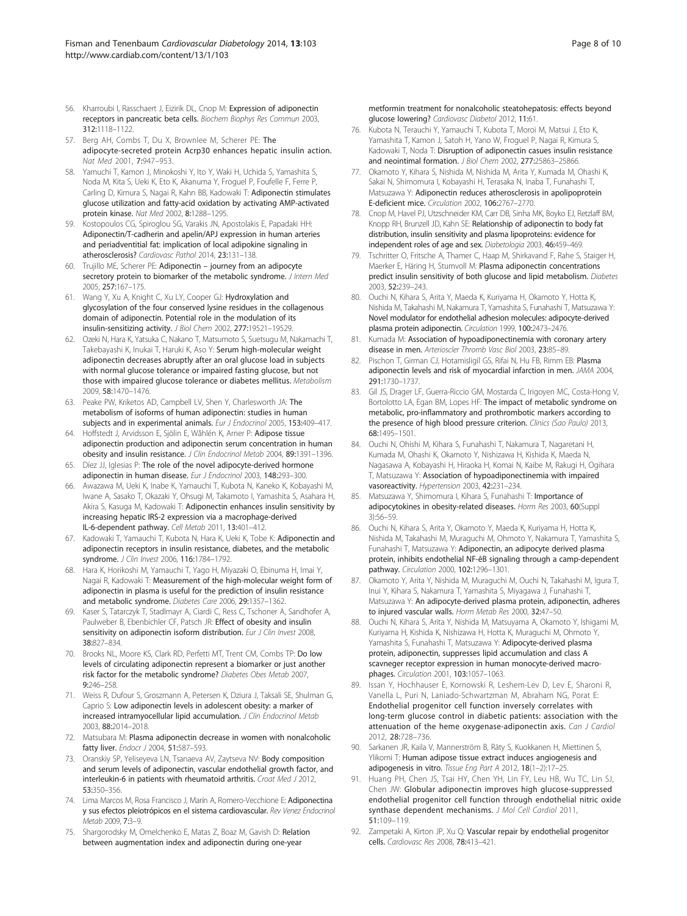56. Kharroubi I, Rasschaert J, Eizirik DL, Cnop M: **Expression of adiponectin receptors in pancreatic beta cells.** *Biochem Biophys Res Commun* 2003, **312**:1118–1122.
57. Berg AH, Combs T, Du X, Brownlee M, Scherer PE: **The adipocyte-secreted protein Acrp30 enhances hepatic insulin action.** *Nat Med* 2001, **7**:947–953.
58. Yamuchi T, Kamon J, Minokoshi Y, Ito Y, Waki H, Uchida S, Yamashita S, Noda M, Kita S, Ueki K, Eto K, Akanuma Y, Froguel P, Foufelle F, Ferre P, Carling D, Kimura S, Nagai R, Kahn BB, Kadowaki T: **Adiponectin stimulates glucose utilization and fatty-acid oxidation by activating AMP-activated protein kinase.** *Nat Med* 2002, **8**:1288–1295.
59. Kostopoulos CG, Spiroglou SG, Varakis JN, Apostolakis E, Papadaki HH: **Adiponectin/T-cadherin and apelin/APJ expression in human arteries and periadventitial fat: implication of local adipokine signaling in atherosclerosis?** *Cardiovasc Pathol* 2014, **23**:131–138.
60. Trujillo ME, Scherer PE: **Adiponectin – journey from an adipocyte secretory protein to biomarker of the metabolic syndrome.** *J Intern Med* 2005, **257**:167–175.
61. Wang Y, Xu A, Knight C, Xu LY, Cooper GJ: **Hydroxylation and glycosylation of the four conserved lysine residues in the collagenous domain of adiponectin. Potential role in the modulation of its insulin-sensitizing activity.** *J Biol Chem* 2002, **277**:19521–19529.
62. Ozeki N, Hara K, Yatsuka C, Nakano T, Matsumoto S, Suetsugu M, Nakamachi T, Takebayashi K, Inukai T, Haruki K, Aso Y: **Serum high-molecular weight adiponectin decreases abruptly after an oral glucose load in subjects with normal glucose tolerance or impaired fasting glucose, but not those with impaired glucose tolerance or diabetes mellitus.** *Metabolism* 2009, **58**:1470–1476.
63. Peake PW, Kriketos AD, Campbell LV, Shen Y, Charlesworth JA: **The metabolism of isoforms of human adiponectin: studies in human subjects and in experimental animals.** *Eur J Endocrinol* 2005, **153**:409–417.
64. Hoffstedt J, Arvidsson E, Sjölin E, Wåhlén K, Arner P: **Adipose tissue adiponectin production and adiponectin serum concentration in human obesity and insulin resistance.** *J Clin Endocrinol Metab* 2004, **89**:1391–1396.
65. Díez JJ, Iglesias P: **The role of the novel adipocyte-derived hormone adiponectin in human disease.** *Eur J Endocrinol* 2003, **148**:293–300.
66. Awazawa M, Ueki K, Inabe K, Yamauchi T, Kubota N, Kaneko K, Kobayashi M, Iwane A, Sasako T, Okazaki Y, Ohsugi M, Takamoto I, Yamashita S, Asahara H, Akira S, Kasuga M, Kadowaki T: **Adiponectin enhances insulin sensitivity by increasing hepatic IRS-2 expression via a macrophage-derived IL-6-dependent pathway.** *Cell Metab* 2011, **13**:401–412.
67. Kadowaki T, Yamauchi T, Kubota N, Hara K, Ueki K, Tobe K: **Adiponectin and adiponectin receptors in insulin resistance, diabetes, and the metabolic syndrome.** *J Clin Invest* 2006, **116**:1784–1792.
68. Hara K, Horikoshi M, Yamauchi T, Yago H, Miyazaki O, Ebinuma H, Imai Y, Nagai R, Kadowaki T: **Measurement of the high-molecular weight form of adiponectin in plasma is useful for the prediction of insulin resistance and metabolic syndrome.** *Diabetes Care* 2006, **29**:1357–1362.
69. Kaser S, Tatarczyk T, Stadlmayr A, Ciardi C, Ress C, Tschoner A, Sandhofer A, Paulweber B, Ebenbichler CF, Patsch JR: **Effect of obesity and insulin sensitivity on adiponectin isoform distribution.** *Eur J Clin Invest* 2008, **38**:827–834.
70. Brooks NL, Moore KS, Clark RD, Perfetti MT, Trent CM, Combs TP: **Do low levels of circulating adiponectin represent a biomarker or just another risk factor for the metabolic syndrome?** *Diabetes Obes Metab* 2007, **9**:246–258.
71. Weiss R, Dufour S, Groszmann A, Petersen K, Dziura J, Taksali SE, Shulman G, Caprio S: **Low adiponectin levels in adolescent obesity: a marker of increased intramyocellular lipid accumulation.** *J Clin Endocrinol Metab* 2003, **88**:2014–2018.
72. Matsubara M: **Plasma adiponectin decrease in women with nonalcoholic fatty liver.** *Endocr J* 2004, **51**:587–593.
73. Oranskiy SP, Yeliseyeva LN, Tsanaeva AV, Zaytseva NV: **Body composition and serum levels of adiponectin, vascular endothelial growth factor, and interleukin-6 in patients with rheumatoid arthritis.** *Croat Med J* 2012, **53**:350–356.
74. Lima Marcos M, Rosa Francisco J, Marín A, Romero-Vecchione E: **Adiponectina y sus efectos pleiotrópicos en el sistema cardiovascular.** *Rev Venez Endocrinol Metab* 2009, **7**:3–9.
75. Shargorodsky M, Omelchenko E, Matas Z, Boaz M, Gavish D: **Relation between augmentation index and adiponectin during one-year metformin treatment for nonalcoholic steatohepatosis: effects beyond glucose lowering?** *Cardiovasc Diabetol* 2012, **11**:61.
76. Kubota N, Terauchi Y, Yamauchi T, Kubota T, Moroi M, Matsui J, Eto K, Yamashita T, Kamon J, Satoh H, Yano W, Froguel P, Nagai R, Kimura S, Kadowaki T, Noda T: **Disruption of adiponectin casues insulin resistance and neointimal formation.** *J Biol Chem* 2002, **277**:25863–25866.
77. Okamoto Y, Kihara S, Nishida M, Nishida M, Arita Y, Kumada M, Ohashi K, Sakai N, Shimomura I, Kobayashi H, Terasaka N, Inaba T, Funahashi T, Matsuzawa Y: **Adiponectin reduces atherosclerosis in apolipoprotein E-deficient mice.** *Circulation* 2002, **106**:2767–2770.
78. Cnop M, Havel PJ, Utzschneider KM, Carr DB, Sinha MK, Boyko EJ, Retzlaff BM, Knopp RH, Brunzell JD, Kahn SE: **Relationship of adiponectin to body fat distribution, insulin sensitivity and plasma lipoproteins: evidence for independent roles of age and sex.** *Diabetologia* 2003, **46**:459–469.
79. Tschritter O, Fritsche A, Thamer C, Haap M, Shirkavand F, Rahe S, Staiger H, Maerker E, Häring H, Stumvoll M: **Plasma adiponectin concentrations predict insulin sensitivity of both glucose and lipid metabolism.** *Diabetes* 2003, **52**:239–243.
80. Ouchi N, Kihara S, Arita Y, Maeda K, Kuriyama H, Okamoto Y, Hotta K, Nishida M, Takahashi M, Nakamura T, Yamashita S, Funahashi T, Matsuzawa Y: **Novel modulator for endothelial adhesion molecules: adipocyte-derived plasma protein adiponectin.** *Circulation* 1999, **100**:2473–2476.
81. Kumada M: **Association of hypoadiponectinemia with coronary artery disease in men.** *Arterioscler Thromb Vasc Biol* 2003, **23**:85–89.
82. Pischon T, Girman CJ, Hotamisligil GS, Rifai N, Hu FB, Rimm EB: **Plasma adiponectin levels and risk of myocardial infarction in men.** *JAMA* 2004, **291**:1730–1737.
83. Gil JS, Drager LF, Guerra-Riccio GM, Mostarda C, Irigoyen MC, Costa-Hong V, Bortolotto LA, Egan BM, Lopes HF: **The impact of metabolic syndrome on metabolic, pro-inflammatory and prothrombotic markers according to the presence of high blood pressure criterion.** *Clinics (Sao Paulo)* 2013, **68**:1495–1501.
84. Ouchi N, Ohishi M, Kihara S, Funahashi T, Nakamura T, Nagaretani H, Kumada M, Ohashi K, Okamoto Y, Nishizawa H, Kishida K, Maeda N, Nagasawa A, Kobayashi H, Hiraoka H, Komai N, Kaibe M, Rakugi H, Ogihara T, Matsuzawa Y: **Association of hypoadiponectinemia with impaired vasoreactivity.** *Hypertension* 2003, **42**:231–234.
85. Matsuzawa Y, Shimomura I, Kihara S, Funahashi T: **Importance of adipocytokines in obesity-related diseases.** *Horm Res* 2003, **60**(Suppl 3):56–59.
86. Ouchi N, Kihara S, Arita Y, Okamoto Y, Maeda K, Kuriyama H, Hotta K, Nishida M, Takahashi M, Muraguchi M, Ohmoto Y, Nakamura T, Yamashita S, Funahashi T, Matsuzawa Y: **Adiponectin, an adipocyte derived plasma protein, inhibits endothelial NF-êB signaling through a camp-dependent pathway.** *Circulation* 2000, **102**:1296–1301.
87. Okamoto Y, Arita Y, Nishida M, Muraguchi M, Ouchi N, Takahashi M, Igura T, Inui Y, Kihara S, Nakamura T, Yamashita S, Miyagawa J, Funahashi T, Matsuzawa Y: **An adipocyte-derived plasma protein, adiponectin, adheres to injured vascular walls.** *Horm Metab Res* 2000, **32**:47–50.
88. Ouchi N, Kihara S, Arita Y, Nishida M, Matsuyama A, Okamoto Y, Ishigami M, Kuriyama H, Kishida K, Nishizawa H, Hotta K, Muraguchi M, Ohmoto Y, Yamashita S, Funahashi T, Matsuzawa Y: **Adipocyte-derived plasma protein, adiponectin, suppresses lipid accumulation and class A scavneger receptor expression in human monocyte-derived macrophages.** *Circulation* 2001, **103**:1057–1063.
89. Issan Y, Hochhauser E, Kornowski R, Leshem-Lev D, Lev E, Sharoni R, Vanella L, Puri N, Laniado-Schwartzman M, Abraham NG, Porat E: **Endothelial progenitor cell function inversely correlates with long-term glucose control in diabetic patients: association with the attenuation of the heme oxygenase-adiponectin axis.** *Can J Cardiol* 2012, **28**:728–736.
90. Sarkanen JR, Kaila V, Mannerström B, Räty S, Kuokkanen H, Miettinen S, Ylikomi T: **Human adipose tissue extract induces angiogenesis and adipogenesis in vitro.** *Tissue Eng Part A* 2012, **18**(1–2):17–25.
91. Huang PH, Chen JS, Tsai HY, Chen YH, Lin FY, Leu HB, Wu TC, Lin SJ, Chen JW: **Globular adiponectin improves high glucose-suppressed endothelial progenitor cell function through endothelial nitric oxide synthase dependent mechanisms.** *J Mol Cell Cardiol* 2011, **51**:109–119.
92. Zampetaki A, Kirton JP, Xu Q: **Vascular repair by endothelial progenitor cells.** *Cardiovasc Res* 2008, **78**:413–421.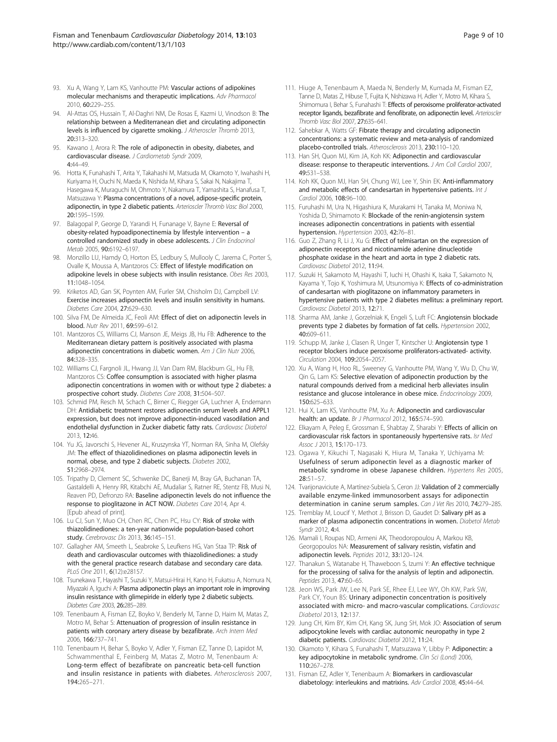93. Xu A, Wang Y, Lam KS, Vanhoutte PM: **Vascular actions of adipokines molecular mechanisms and therapeutic implications.** *Adv Pharmacol* 2010, **60:**229–255.
94. Al-Attas OS, Hussain T, Al-Daghri NM, De Rosas E, Kazmi U, Vinodson B: **The relationship between a Mediterranean diet and circulating adiponectin levels is influenced by cigarette smoking.** *J Atheroscler Thromb* 2013, **20:**313–320.
95. Kawano J, Arora R: **The role of adiponectin in obesity, diabetes, and cardiovascular disease.** *J Cardiometab Syndr* 2009, **4:**44–49.
96. Hotta K, Funahashi T, Arita Y, Takahashi M, Matsuda M, Okamoto Y, Iwahashi H, Kuriyama H, Ouchi N, Maeda K, Nishida M, Kihara S, Sakai N, Nakajima T, Hasegawa K, Muraguchi M, Ohmoto Y, Nakamura T, Yamashita S, Hanafusa T, Matsuzawa Y: **Plasma concentrations of a novel, adipose-specific protein, adiponectin, in type 2 diabetic patients.** *Arterioscler Thromb Vasc Biol* 2000, **20:**1595–1599.
97. Balagopal P, George D, Yarandi H, Funanage V, Bayne E: **Reversal of obesity-related hypoadiponectinemia by lifestyle intervention – a controlled randomized study in obese adolescents.** *J Clin Endocrinol Metab* 2005, **90:**6192–6197.
98. Monzillo LU, Hamdy O, Horton ES, Ledbury S, Mullooly C, Jarema C, Porter S, Ovalle K, Moussa A, Mantzoros CS: **Effect of lifestyle modification on adipokine levels in obese subjects with insulin resistance.** *Obes Res* 2003, **11:**1048–1054.
99. Kriketos AD, Gan SK, Poynten AM, Furler SM, Chisholm DJ, Campbell LV: **Exercise increases adiponectin levels and insulin sensitivity in humans.** *Diabetes Care* 2004, **27:**629–630.
100. Silva FM, De Almeida JC, Feoli AM: **Effect of diet on adiponectin levels in blood.** *Nutr Rev* 2011, **69:**599–612.
101. Mantzoros CS, Williams CJ, Manson JE, Meigs JB, Hu FB: **Adherence to the Mediterranean dietary pattern is positively associated with plasma adiponectin concentrations in diabetic women.** *Am J Clin Nutr* 2006, **84:**328–335.
102. Williams CJ, Fargnoli JL, Hwang JJ, Van Dam RM, Blackburn GL, Hu FB, Mantzoros CS: **Coffee consumption is associated with higher plasma adiponectin concentrations in women with or without type 2 diabetes: a prospective cohort study.** *Diabetes Care* 2008, **31:**504–507.
103. Schmid PM, Resch M, Schach C, Birner C, Riegger GA, Luchner A, Endemann DH: **Antidiabetic treatment restores adiponectin serum levels and APPL1 expression, but does not improve adiponectin-induced vasodilation and endothelial dysfunction in Zucker diabetic fatty rats.** *Cardiovasc Diabetol* 2013, **12:**46.
104. Yu JG, Javorschi S, Hevener AL, Kruszynska YT, Norman RA, Sinha M, Olefsky JM: **The effect of thiazolidinediones on plasma adiponectin levels in normal, obese, and type 2 diabetic subjects.** *Diabetes* 2002, **51:**2968–2974.
105. Tripathy D, Clement SC, Schwenke DC, Banerji M, Bray GA, Buchanan TA, Gastaldelli A, Henry RR, Kitabchi AE, Mudaliar S, Ratner RE, Stentz FB, Musi N, Reaven PD, Defronzo RA: **Baseline adiponectin levels do not influence the response to pioglitazone in ACT NOW.** *Diabetes Care* 2014, Apr 4. [Epub ahead of print].
106. Lu CJ, Sun Y, Muo CH, Chen RC, Chen PC, Hsu CY: **Risk of stroke with thiazolidinediones: a ten-year nationwide population-based cohort study.** *Cerebrovasc Dis* 2013, **36:**145–151.
107. Gallagher AM, Smeeth L, Seabroke S, Leufkens HG, Van Staa TP: **Risk of death and cardiovascular outcomes with thiazolidinediones: a study with the general practice research database and secondary care data.** *PLoS One* 2011, **6**(12):e28157.
108. Tsunekawa T, Hayashi T, Suzuki Y, Matsui-Hirai H, Kano H, Fukatsu A, Nomura N, Miyazaki A, Iguchi A: **Plasma adiponectin plays an important role in improving insulin resistance with glimepiride in elderly type 2 diabetic subjects.** *Diabetes Care* 2003, **26:**285–289.
109. Tenenbaum A, Fisman EZ, Boyko V, Benderly M, Tanne D, Haim M, Matas Z, Motro M, Behar S: **Attenuation of progression of insulin resistance in patients with coronary artery disease by bezafibrate.** *Arch Intern Med* 2006, **166:**737–741.
110. Tenenbaum H, Behar S, Boyko V, Adler Y, Fisman EZ, Tanne D, Lapidot M, Schwammenthal E, Feinberg M, Matas Z, Motro M, Tenenbaum A: **Long-term effect of bezafibrate on pancreatic beta-cell function and insulin resistance in patients with diabetes.** *Atherosclerosis* 2007, **194:**265–271.
111. Hiuge A, Tenenbaum A, Maeda N, Benderly M, Kumada M, Fisman EZ, Tanne D, Matas Z, Hibuse T, Fujita K, Nishizawa H, Adler Y, Motro M, Kihara S, Shimomura I, Behar S, Funahashi T: **Effects of peroxisome proliferator-activated receptor ligands, bezafibrate and fenofibrate, on adiponectin level.** *Arterioscler Thromb Vasc Biol* 2007, **27:**635–641.
112. Sahebkar A, Watts GF: **Fibrate therapy and circulating adiponectin concentrations: a systematic review and meta-analysis of randomized placebo-controlled trials.** *Atherosclerosis* 2013, **230:**110–120.
113. Han SH, Quon MJ, Kim JA, Koh KK: **Adiponectin and cardiovascular disease: response to therapeutic interventions.** *J Am Coll Cardiol* 2007, **49:**531–538.
114. Koh KK, Quon MJ, Han SH, Chung WJ, Lee Y, Shin EK: **Anti-inflammatory and metabolic effects of candesartan in hypertensive patients.** *Int J Cardiol* 2006, **108:**96–100.
115. Furuhashi M, Ura N, Higashiura K, Murakami H, Tanaka M, Moniwa N, Yoshida D, Shimamoto K: **Blockade of the renin-angiotensin system increases adiponectin concentrations in patients with essential hypertension.** *Hypertension* 2003, **42:**76–81.
116. Guo Z, Zhang R, Li J, Xu G: **Effect of telmisartan on the expression of adiponectin receptors and nicotinamide adenine dinucleotide phosphate oxidase in the heart and aorta in type 2 diabetic rats.** *Cardiovasc Diabetol* 2012, **11:**94.
117. Suzuki H, Sakamoto M, Hayashi T, Iuchi H, Ohashi K, Isaka T, Sakamoto N, Kayama Y, Tojo K, Yoshimura M, Utsunomiya K: **Effects of co-administration of candesartan with pioglitazone on inflammatory parameters in hypertensive patients with type 2 diabetes mellitus: a preliminary report.** *Cardiovasc Diabetol* 2013, **12:**71.
118. Sharma AM, Janke J, Gorzelniak K, Engeli S, Luft FC: **Angiotensin blockade prevents type 2 diabetes by formation of fat cells.** *Hypertension* 2002, **40:**609–611.
119. Schupp M, Janke J, Clasen R, Unger T, Kintscher U: **Angiotensin type 1 receptor blockers induce peroxisome proliferators-activated- activity.** *Circulation* 2004, **109:**2054–2057.
120. Xu A, Wang H, Hoo RL, Sweeney G, Vanhoutte PM, Wang Y, Wu D, Chu W, Qin G, Lam KS: **Selective elevation of adiponectin production by the natural compounds derived from a medicinal herb alleviates insulin resistance and glucose intolerance in obese mice.** *Endocrinology* 2009, **150:**625–633.
121. Hui X, Lam KS, Vanhoutte PM, Xu A: **Adiponectin and cardiovascular health: an update.** *Br J Pharmacol* 2012, **165:**574–590.
122. Elkayam A, Peleg E, Grossman E, Shabtay Z, Sharabi Y: **Effects of allicin on cardiovascular risk factors in spontaneously hypertensive rats.** *Isr Med Assoc J* 2013, **15:**170–173.
123. Ogawa Y, Kikuchi T, Nagasaki K, Hiura M, Tanaka Y, Uchiyama M: **Usefulness of serum adiponectin level as a diagnostic marker of metabolic syndrome in obese Japanese children.** *Hypertens Res* 2005, **28:**51–57.
124. Tvarijonaviciute A, Martínez-Subiela S, Ceron JJ: **Validation of 2 commercially available enzyme-linked immunosorbent assays for adiponectin determination in canine serum samples.** *Can J Vet Res* 2010, **74:**279–285.
125. Tremblay M, Loucif Y, Methot J, Brisson D, Gaudet D: **Salivary pH as a marker of plasma adiponectin concentrations in women.** *Diabetol Metab Syndr* 2012, **4:**4.
126. Mamali I, Roupas ND, Armeni AK, Theodoropoulou A, Markou KB, Georgopoulos NA: **Measurement of salivary resistin, visfatin and adiponectin levels.** *Peptides* 2012, **33:**120–124.
127. Thanakun S, Watanabe H, Thaweboon S, Izumi Y: **An effective technique for the processing of saliva for the analysis of leptin and adiponectin.** *Peptides* 2013, **47:**60–65.
128. Jeon WS, Park JW, Lee N, Park SE, Rhee EJ, Lee WY, Oh KW, Park SW, Park CY, Youn BS: **Urinary adiponectin concentration is positively associated with micro- and macro-vascular complications.** *Cardiovasc Diabetol* 2013, **12:**137.
129. Jung CH, Kim BY, Kim CH, Kang SK, Jung SH, Mok JO: **Association of serum adipocytokine levels with cardiac autonomic neuropathy in type 2 diabetic patients.** *Cardiovasc Diabetol* 2012, **11:**24.
130. Okamoto Y, Kihara S, Funahashi T, Matsuzawa Y, Libby P: **Adiponectin: a key adipocytokine in metabolic syndrome.** *Clin Sci (Lond)* 2006, **110:**267–278.
131. Fisman EZ, Adler Y, Tenenbaum A: **Biomarkers in cardiovascular diabetology: interleukins and matrixins.** *Adv Cardiol* 2008, **45:**44–64.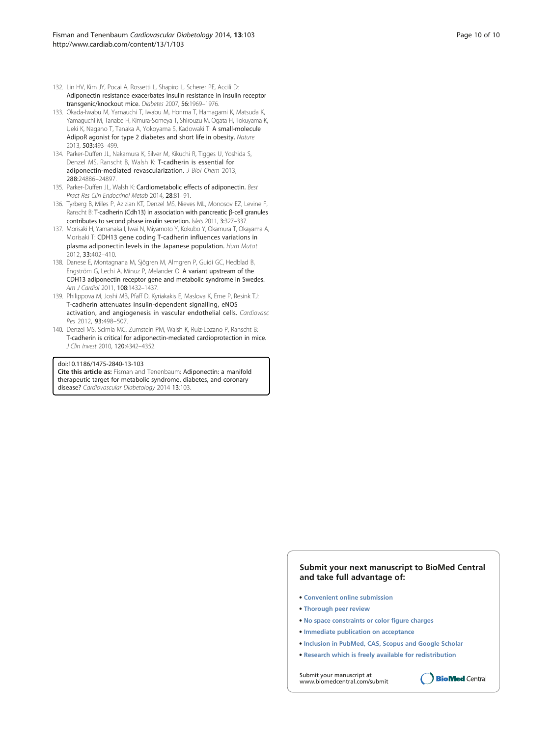132. Lin HV, Kim JY, Pocai A, Rossetti L, Shapiro L, Scherer PE, Accili D: **Adiponectin resistance exacerbates insulin resistance in insulin receptor transgenic/knockout mice.** *Diabetes* 2007, **56:**1969–1976.
133. Okada-Iwabu M, Yamauchi T, Iwabu M, Honma T, Hamagami K, Matsuda K, Yamaguchi M, Tanabe H, Kimura-Someya T, Shirouzu M, Ogata H, Tokuyama K, Ueki K, Nagano T, Tanaka A, Yokoyama S, Kadowaki T: **A small-molecule AdipoR agonist for type 2 diabetes and short life in obesity.** *Nature* 2013, **503:**493–499.
134. Parker-Duffen JL, Nakamura K, Silver M, Kikuchi R, Tigges U, Yoshida S, Denzel MS, Ranscht B, Walsh K: **T-cadherin is essential for adiponectin-mediated revascularization.** *J Biol Chem* 2013, **288:**24886–24897.
135. Parker-Duffen JL, Walsh K: **Cardiometabolic effects of adiponectin.** *Best Pract Res Clin Endocrinol Metab* 2014, **28:**81–91.
136. Tyrberg B, Miles P, Azizian KT, Denzel MS, Nieves ML, Monosov EZ, Levine F, Ranscht B: **T-cadherin (Cdh13) in association with pancreatic β-cell granules contributes to second phase insulin secretion.** *Islets* 2011, **3:**327–337.
137. Morisaki H, Yamanaka I, Iwai N, Miyamoto Y, Kokubo Y, Okamura T, Okayama A, Morisaki T: **CDH13 gene coding T-cadherin influences variations in plasma adiponectin levels in the Japanese population.** *Hum Mutat* 2012, **33:**402–410.
138. Danese E, Montagnana M, Sjögren M, Almgren P, Guidi GC, Hedblad B, Engström G, Lechi A, Minuz P, Melander O: **A variant upstream of the CDH13 adiponectin receptor gene and metabolic syndrome in Swedes.** *Am J Cardiol* 2011, **108:**1432–1437.
139. Philippova M, Joshi MB, Pfaff D, Kyriakakis E, Maslova K, Erne P, Resink TJ: **T-cadherin attenuates insulin-dependent signalling, eNOS activation, and angiogenesis in vascular endothelial cells.** *Cardiovasc Res* 2012, **93:**498–507.
140. Denzel MS, Scimia MC, Zumstein PM, Walsh K, Ruiz-Lozano P, Ranscht B: **T-cadherin is critical for adiponectin-mediated cardioprotection in mice.** *J Clin Invest* 2010, **120:**4342–4352.

doi:10.1186/1475-2840-13-103
**Cite this article as:** Fisman and Tenenbaum: **Adiponectin: a manifold therapeutic target for metabolic syndrome, diabetes, and coronary disease?** *Cardiovascular Diabetology* 2014 **13**:103.

**Submit your next manuscript to BioMed Central and take full advantage of:**

- **Convenient online submission**
- **Thorough peer review**
- **No space constraints or color figure charges**
- **Immediate publication on acceptance**
- **Inclusion in PubMed, CAS, Scopus and Google Scholar**
- **Research which is freely available for redistribution**

Submit your manuscript at
www.biomedcentral.com/submit

BioMed Central